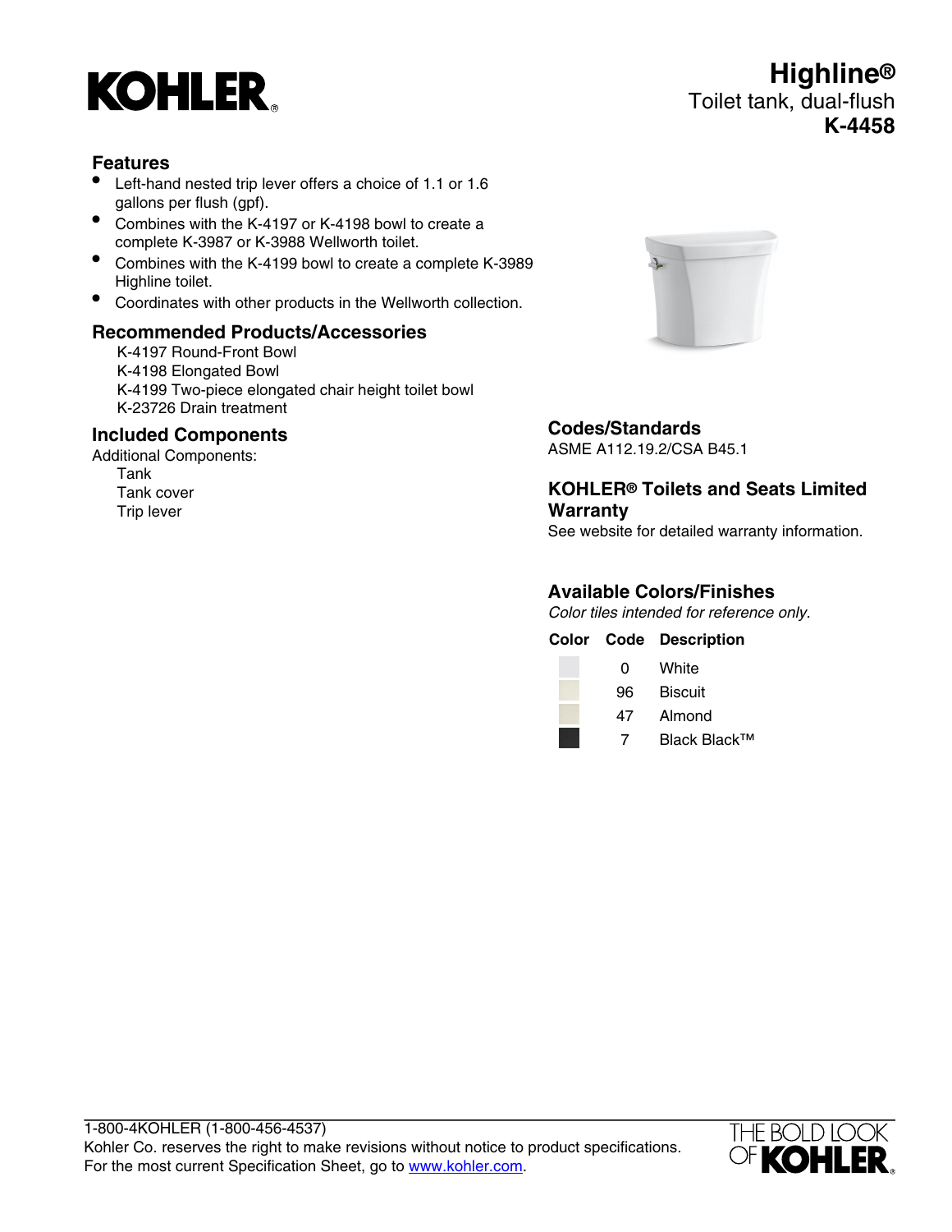# Highline®

Toilet tank, dual-flush

**K-4458**

## Features

- Left-hand nested trip lever offers a choice of 1.1 or 1.6 gallons per flush (gpf).
- Combines with the K-4197 or K-4198 bowl to create a complete K-3987 or K-3988 Wellworth toilet.
- Combines with the K-4199 bowl to create a complete K-3989 Highline toilet.
- Coordinates with other products in the Wellworth collection.

## Recommended Products/Accessories

K-4197 Round-Front Bowl
K-4198 Elongated Bowl
K-4199 Two-piece elongated chair height toilet bowl
K-23726 Drain treatment

## Included Components

Additional Components:

Tank
Tank cover
Trip lever

## Codes/Standards

ASME A112.19.2/CSA B45.1

## KOHLER® Toilets and Seats Limited Warranty

See website for detailed warranty information.

## Available Colors/Finishes

*Color tiles intended for reference only.*

| Color | Code | Description |
| --- | --- | --- |
| | 0 | White |
| | 96 | Biscuit |
| | 47 | Almond |
| | 7 | Black Black™ |

1-800-4KOHLER (1-800-456-4537)
Kohler Co. reserves the right to make revisions without notice to product specifications.
For the most current Specification Sheet, go to www.kohler.com.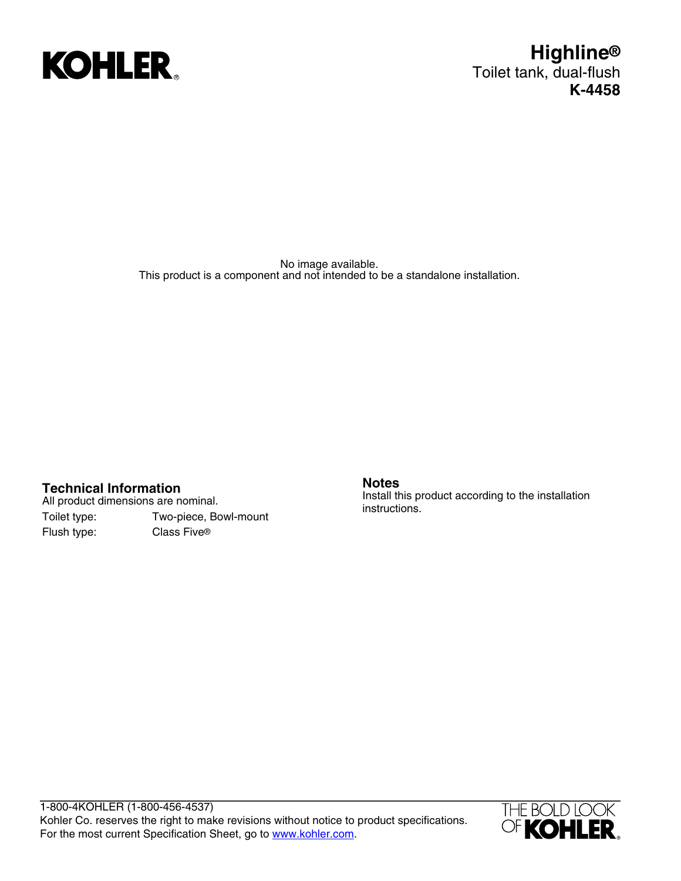**KOHLER**

# Highline®

Toilet tank, dual-flush

**K-4458**

No image available.
This product is a component and not intended to be a standalone installation.

## Technical Information

All product dimensions are nominal.

| | |
|---|---|
| Toilet type: | Two-piece, Bowl-mount |
| Flush type: | Class Five® |

## Notes

Install this product according to the installation instructions.

1-800-4KOHLER (1-800-456-4537)
Kohler Co. reserves the right to make revisions without notice to product specifications.
For the most current Specification Sheet, go to www.kohler.com.

THE BOLD LOOK OF KOHLER